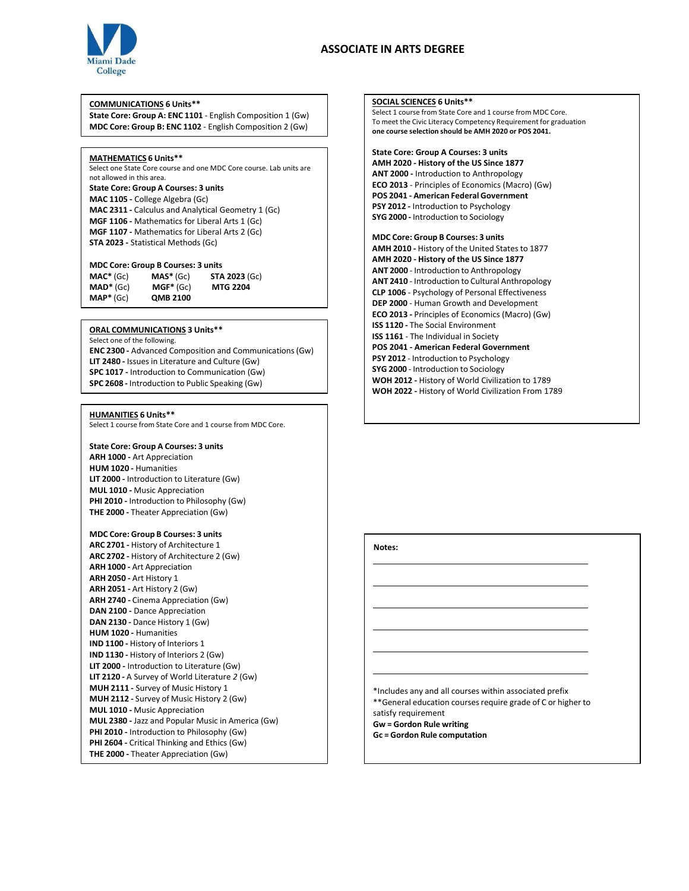# ASSOCIATE IN ARTS DEGREE

Miami Dade College

## COMMUNICATIONS 6 Units**

**State Core: Group A: ENC 1101** - English Composition 1 (Gw)
**MDC Core: Group B: ENC 1102** - English Composition 2 (Gw)

## MATHEMATICS 6 Units**

Select one State Core course and one MDC Core course. Lab units are not allowed in this area.

**State Core: Group A Courses: 3 units**

**MAC 1105 -** College Algebra (Gc)
**MAC 2311 -** Calculus and Analytical Geometry 1 (Gc)
**MGF 1106 -** Mathematics for Liberal Arts 1 (Gc)
**MGF 1107 -** Mathematics for Liberal Arts 2 (Gc)
**STA 2023 -** Statistical Methods (Gc)

**MDC Core: Group B Courses: 3 units**

| | | |
|---|---|---|
| **MAC*** (Gc) | **MAS*** (Gc) | **STA 2023** (Gc) |
| **MAD*** (Gc) | **MGF*** (Gc) | **MTG 2204** |
| **MAP*** (Gc) | **QMB 2100** | |

## ORAL COMMUNICATIONS 3 Units**

Select one of the following.

**ENC 2300 -** Advanced Composition and Communications (Gw)
**LIT 2480 -** Issues in Literature and Culture (Gw)
**SPC 1017 -** Introduction to Communication (Gw)
**SPC 2608 -** Introduction to Public Speaking (Gw)

## HUMANITIES 6 Units**

Select 1 course from State Core and 1 course from MDC Core.

**State Core: Group A Courses: 3 units**

**ARH 1000 -** Art Appreciation
**HUM 1020 -** Humanities
**LIT 2000 -** Introduction to Literature (Gw)
**MUL 1010 -** Music Appreciation
**PHI 2010 -** Introduction to Philosophy (Gw)
**THE 2000 -** Theater Appreciation (Gw)

**MDC Core: Group B Courses: 3 units**

**ARC 2701 -** History of Architecture 1
**ARC 2702 -** History of Architecture 2 (Gw)
**ARH 1000 -** Art Appreciation
**ARH 2050 -** Art History 1
**ARH 2051 -** Art History 2 (Gw)
**ARH 2740 -** Cinema Appreciation (Gw)
**DAN 2100 -** Dance Appreciation
**DAN 2130 -** Dance History 1 (Gw)
**HUM 1020 -** Humanities
**IND 1100 -** History of Interiors 1
**IND 1130 -** History of Interiors 2 (Gw)
**LIT 2000 -** Introduction to Literature (Gw)
**LIT 2120 -** A Survey of World Literature *2* (Gw)
**MUH 2111 -** Survey of Music History 1
**MUH 2112 -** Survey of Music History 2 (Gw)
**MUL 1010 -** Music Appreciation
**MUL 2380 -** Jazz and Popular Music in America (Gw)
**PHI 2010 -** Introduction to Philosophy (Gw)
**PHI 2604 -** Critical Thinking and Ethics (Gw)
**THE 2000 -** Theater Appreciation (Gw)

## SOCIAL SCIENCES 6 Units**

Select 1 course from State Core and 1 course from MDC Core.
To meet the Civic Literacy Competency Requirement for graduation **one course selection should be AMH 2020 or POS 2041.**

**State Core: Group A Courses: 3 units**

**AMH 2020 - History of the US Since 1877**
**ANT 2000 -** Introduction to Anthropology
**ECO 2013** - Principles of Economics (Macro) (Gw)
**POS 2041 - American Federal Government**
**PSY 2012 -** Introduction to Psychology
**SYG 2000 -** Introduction to Sociology

**MDC Core: Group B Courses: 3 units**

**AMH 2010 -** History of the United States to 1877
**AMH 2020 - History of the US Since 1877**
**ANT 2000** - Introduction to Anthropology
**ANT 2410** - Introduction to Cultural Anthropology
**CLP 1006** - Psychology of Personal Effectiveness
**DEP 2000** - Human Growth and Development
**ECO 2013 -** Principles of Economics (Macro) (Gw)
**ISS 1120 -** The Social Environment
**ISS 1161** - The Individual in Society
**POS 2041 - American Federal Government**
**PSY 2012** - Introduction to Psychology
**SYG 2000** - Introduction to Sociology
**WOH 2012 -** History of World Civilization to 1789
**WOH 2022 -** History of World Civilization From 1789

**Notes:**

*Includes any and all courses within associated prefix
**General education courses require grade of C or higher to satisfy requirement
**Gw = Gordon Rule writing**
**Gc = Gordon Rule computation**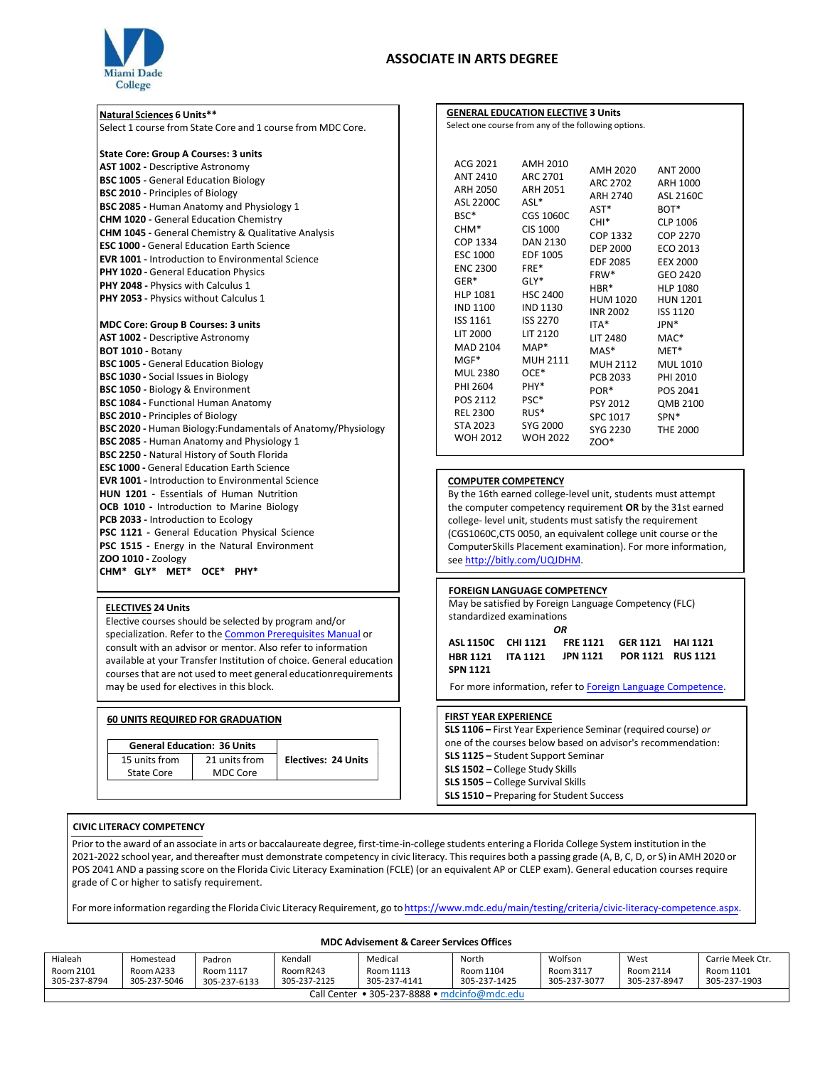# ASSOCIATE IN ARTS DEGREE

**Natural Sciences 6 Units****

Select 1 course from State Core and 1 course from MDC Core.

**State Core: Group A Courses: 3 units**

**AST 1002 -** Descriptive Astronomy
**BSC 1005 -** General Education Biology
**BSC 2010 -** Principles of Biology
**BSC 2085 -** Human Anatomy and Physiology 1
**CHM 1020 -** General Education Chemistry
**CHM 1045 -** General Chemistry & Qualitative Analysis
**ESC 1000 -** General Education Earth Science
**EVR 1001 -** Introduction to Environmental Science
**PHY 1020 -** General Education Physics
**PHY 2048 -** Physics with Calculus 1
**PHY 2053 -** Physics without Calculus 1

**MDC Core: Group B Courses: 3 units**

**AST 1002 -** Descriptive Astronomy
**BOT 1010 -** Botany
**BSC 1005 -** General Education Biology
**BSC 1030 -** Social Issues in Biology
**BSC 1050 -** Biology & Environment
**BSC 1084 -** Functional Human Anatomy
**BSC 2010 -** Principles of Biology
**BSC 2020 -** Human Biology:Fundamentals of Anatomy/Physiology
**BSC 2085 -** Human Anatomy and Physiology 1
**BSC 2250 -** Natural History of South Florida
**ESC 1000 -** General Education Earth Science
**EVR 1001 -** Introduction to Environmental Science
**HUN 1201 -** Essentials of Human Nutrition
**OCB 1010 -** Introduction to Marine Biology
**PCB 2033 -** Introduction to Ecology
**PSC 1121 -** General Education Physical Science
**PSC 1515 -** Energy in the Natural Environment
**ZOO 1010 -** Zoology
**CHM* GLY* MET* OCE* PHY***

**ELECTIVES 24 Units**

Elective courses should be selected by program and/or specialization. Refer to the Common Prerequisites Manual or consult with an advisor or mentor. Also refer to information available at your Transfer Institution of choice. General education courses that are not used to meet general educationrequirements may be used for electives in this block.

**60 UNITS REQUIRED FOR GRADUATION**

| General Education: 36 Units | | Electives: 24 Units |
|---|---|---|
| 15 units from State Core | 21 units from MDC Core | |

**GENERAL EDUCATION ELECTIVE 3 Units**

Select one course from any of the following options.

| | | | |
|---|---|---|---|
| ACG 2021 | AMH 2010 | AMH 2020 | ANT 2000 |
| ANT 2410 | ARC 2701 | ARC 2702 | ARH 1000 |
| ARH 2050 | ARH 2051 | ARH 2740 | ASL 2160C |
| ASL 2200C | ASL* | AST* | BOT* |
| BSC* | CGS 1060C | CHI* | CLP 1006 |
| CHM* | CIS 1000 | COP 1332 | COP 2270 |
| COP 1334 | DAN 2130 | DEP 2000 | ECO 2013 |
| ESC 1000 | EDF 1005 | EDF 2085 | EEX 2000 |
| ENC 2300 | FRE* | FRW* | GEO 2420 |
| GER* | GLY* | HBR* | HLP 1080 |
| HLP 1081 | HSC 2400 | HUM 1020 | HUN 1201 |
| IND 1100 | IND 1130 | INR 2002 | ISS 1120 |
| ISS 1161 | ISS 2270 | ITA* | JPN* |
| LIT 2000 | LIT 2120 | LIT 2480 | MAC* |
| MAD 2104 | MAP* | MAS* | MET* |
| MGF* | MUH 2111 | MUH 2112 | MUL 1010 |
| MUL 2380 | OCE* | PCB 2033 | PHI 2010 |
| PHI 2604 | PHY* | POR* | POS 2041 |
| POS 2112 | PSC* | PSY 2012 | QMB 2100 |
| REL 2300 | RUS* | SPC 1017 | SPN* |
| STA 2023 | SYG 2000 | SYG 2230 | THE 2000 |
| WOH 2012 | WOH 2022 | ZOO* | |

**COMPUTER COMPETENCY**

By the 16th earned college-level unit, students must attempt the computer competency requirement **OR** by the 31st earned college- level unit, students must satisfy the requirement (CGS1060C,CTS 0050, an equivalent college unit course or the ComputerSkills Placement examination). For more information, see http://bitly.com/UQJDHM.

**FOREIGN LANGUAGE COMPETENCY**

May be satisfied by Foreign Language Competency (FLC) standardized examinations

*OR*

**ASL 1150C CHI 1121 FRE 1121 GER 1121 HAI 1121 HBR 1121 ITA 1121 JPN 1121 POR 1121 RUS 1121 SPN 1121**

For more information, refer to Foreign Language Competence.

**FIRST YEAR EXPERIENCE**

**SLS 1106 –** First Year Experience Seminar (required course) *or* one of the courses below based on advisor's recommendation:
**SLS 1125 –** Student Support Seminar
**SLS 1502 –** College Study Skills
**SLS 1505 –** College Survival Skills
**SLS 1510 –** Preparing for Student Success

**CIVIC LITERACY COMPETENCY**

Prior to the award of an associate in arts or baccalaureate degree, first-time-in-college students entering a Florida College System institution in the 2021-2022 school year, and thereafter must demonstrate competency in civic literacy. This requires both a passing grade (A, B, C, D, or S) in AMH 2020 or POS 2041 AND a passing score on the Florida Civic Literacy Examination (FCLE) (or an equivalent AP or CLEP exam). General education courses require grade of C or higher to satisfy requirement.

For more information regarding the Florida Civic Literacy Requirement, go to https://www.mdc.edu/main/testing/criteria/civic-literacy-competence.aspx.

**MDC Advisement & Career Services Offices**

| Hialeah | Homestead | Padron | Kendall | Medical | North | Wolfson | West | Carrie Meek Ctr. |
|---|---|---|---|---|---|---|---|---|
| Room 2101 305-237-8794 | Room A233 305-237-5046 | Room 1117 305-237-6133 | Room R243 305-237-2125 | Room 1113 305-237-4141 | Room 1104 305-237-1425 | Room 3117 305-237-3077 | Room 2114 305-237-8947 | Room 1101 305-237-1903 |

Call Center • 305-237-8888 • mdcinfo@mdc.edu